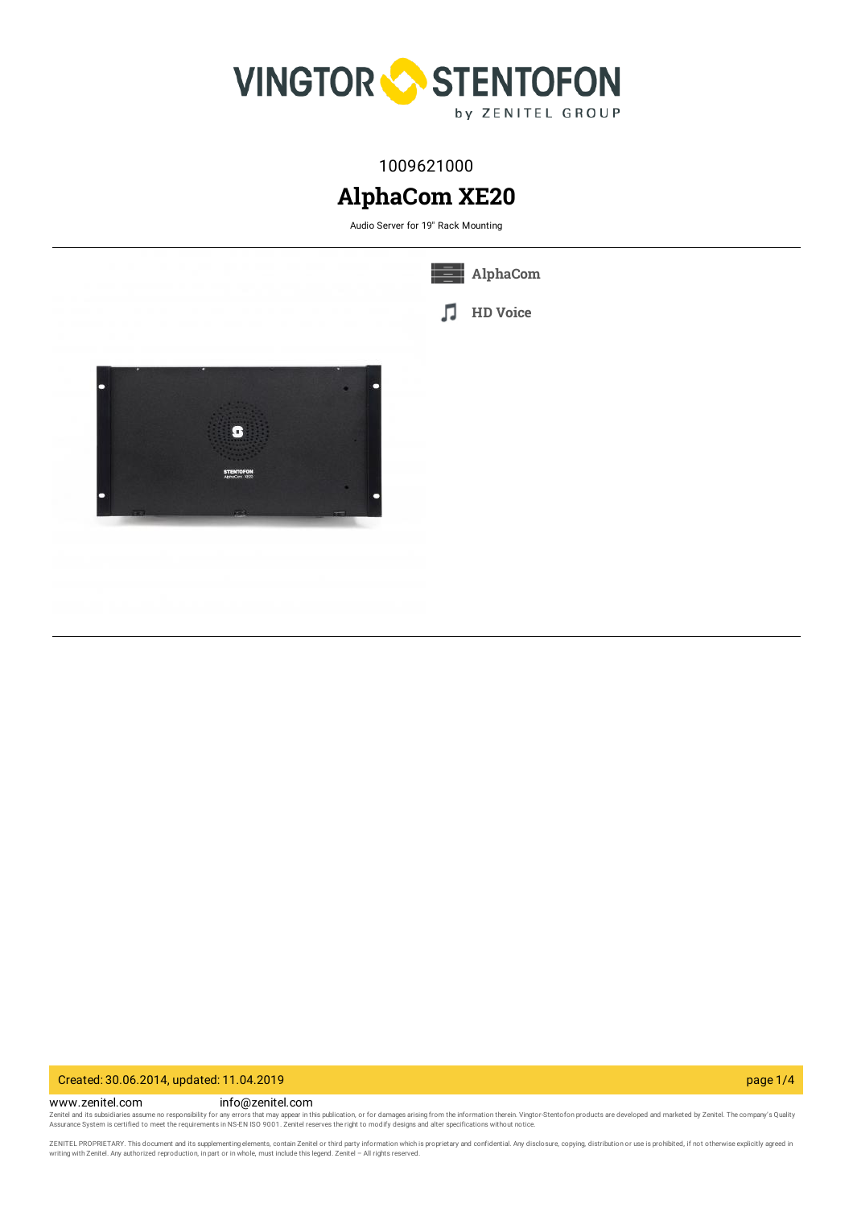1009621000

# AlphaCom XE20

Audio Server for 19" Rack Mounting

AlphaCom

HD Voice

www.zenitel.com info@zenitel.com

Zenitel and its subsidiaries assume no responsibility for any errors that may appear in this publication, or for damages arising from the information therein. Vingtor-Stentofon products are developed and marketed by Zenitel. The company's Quality Assurance System is certified to meet the requirements in NS-EN ISO 9001. Zenitel reserves the right to modify designs and alter specifications without notice.

ZENITEL PROPRIETARY. This document and its supplementing elements, contain Zenitel or third party information which is proprietary and confidential. Any disclosure, copying, distribution or use is prohibited, if not otherwise explicitly agreed in writing with Zenitel. Any authorized reproduction, in part or in whole, must include this legend. Zenitel – All rights reserved.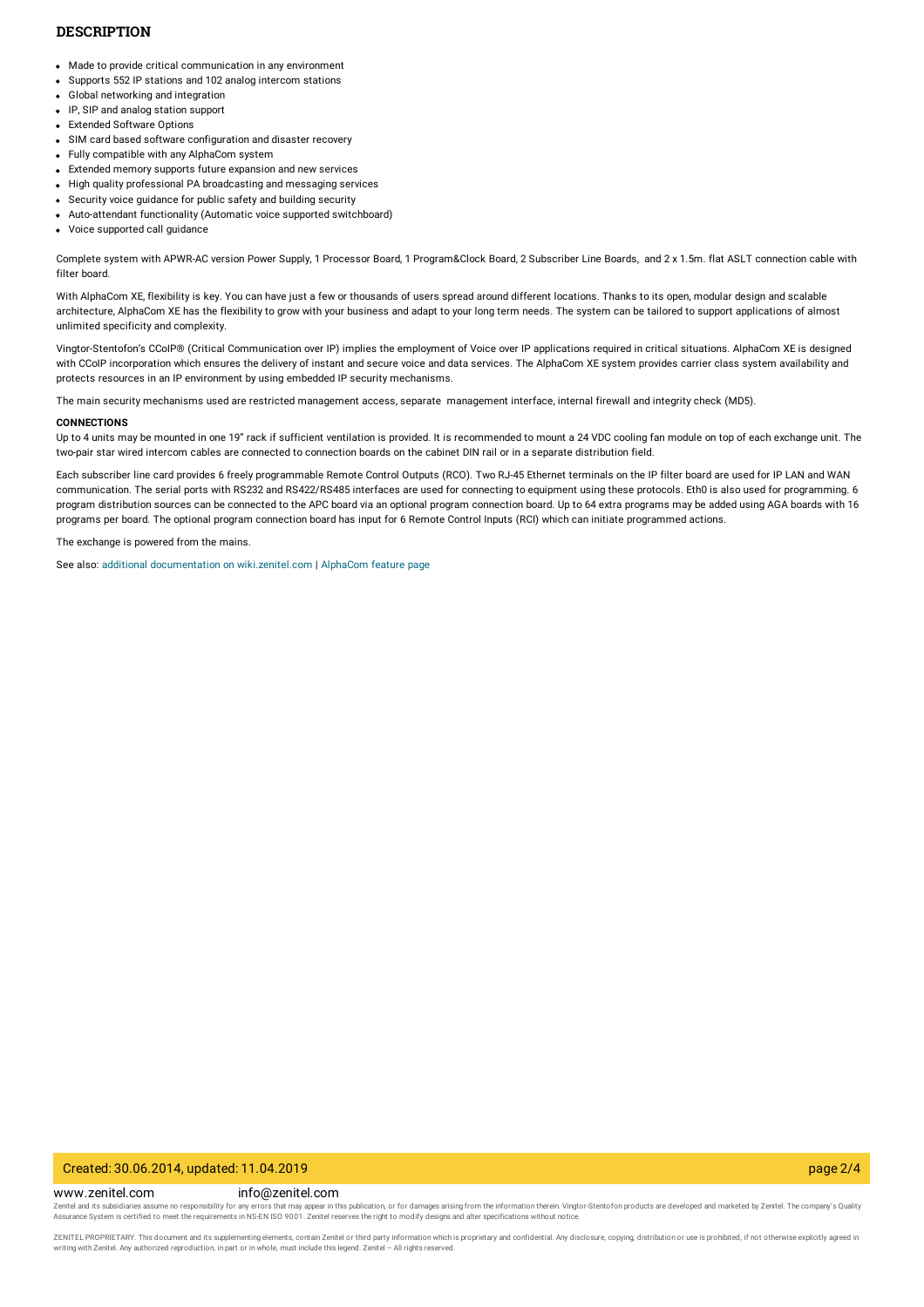## DESCRIPTION

- Made to provide critical communication in any environment
- Supports 552 IP stations and 102 analog intercom stations
- Global networking and integration
- IP, SIP and analog station support
- Extended Software Options
- SIM card based software configuration and disaster recovery
- Fully compatible with any AlphaCom system
- Extended memory supports future expansion and new services
- High quality professional PA broadcasting and messaging services
- Security voice guidance for public safety and building security
- Auto-attendant functionality (Automatic voice supported switchboard)
- Voice supported call guidance

Complete system with APWR-AC version Power Supply, 1 Processor Board, 1 Program&Clock Board, 2 Subscriber Line Boards, and 2 x 1.5m. flat ASLT connection cable with filter board.

With AlphaCom XE, flexibility is key. You can have just a few or thousands of users spread around different locations. Thanks to its open, modular design and scalable architecture, AlphaCom XE has the flexibility to grow with your business and adapt to your long term needs. The system can be tailored to support applications of almost unlimited specificity and complexity.

Vingtor-Stentofon's CCoIP® (Critical Communication over IP) implies the employment of Voice over IP applications required in critical situations. AlphaCom XE is designed with CCoIP incorporation which ensures the delivery of instant and secure voice and data services. The AlphaCom XE system provides carrier class system availability and protects resources in an IP environment by using embedded IP security mechanisms.

The main security mechanisms used are restricted management access, separate management interface, internal firewall and integrity check (MD5).

**CONNECTIONS**

Up to 4 units may be mounted in one 19" rack if sufficient ventilation is provided. It is recommended to mount a 24 VDC cooling fan module on top of each exchange unit. The two-pair star wired intercom cables are connected to connection boards on the cabinet DIN rail or in a separate distribution field.

Each subscriber line card provides 6 freely programmable Remote Control Outputs (RCO). Two RJ-45 Ethernet terminals on the IP filter board are used for IP LAN and WAN communication. The serial ports with RS232 and RS422/RS485 interfaces are used for connecting to equipment using these protocols. Eth0 is also used for programming. 6 program distribution sources can be connected to the APC board via an optional program connection board. Up to 64 extra programs may be added using AGA boards with 16 programs per board. The optional program connection board has input for 6 Remote Control Inputs (RCI) which can initiate programmed actions.

The exchange is powered from the mains.

See also: additional documentation on wiki.zenitel.com | AlphaCom feature page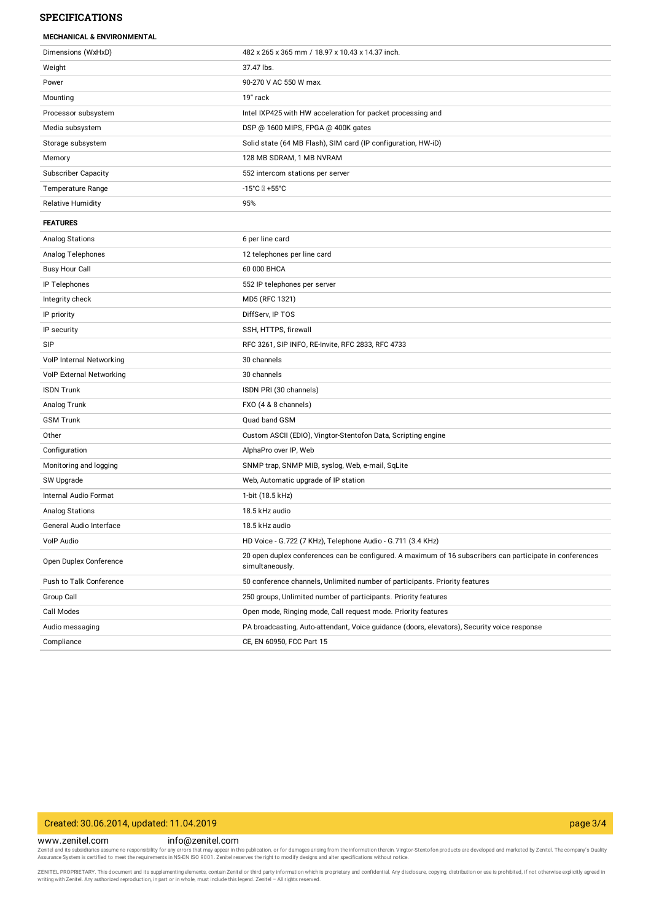## SPECIFICATIONS

### MECHANICAL & ENVIRONMENTAL

| | |
|---|---|
| Dimensions (WxHxD) | 482 x 265 x 365 mm / 18.97 x 10.43 x 14.37 inch. |
| Weight | 37.47 lbs. |
| Power | 90-270 V AC 550 W max. |
| Mounting | 19" rack |
| Processor subsystem | Intel IXP425 with HW acceleration for packet processing and |
| Media subsystem | DSP @ 1600 MIPS, FPGA @ 400K gates |
| Storage subsystem | Solid state (64 MB Flash), SIM card (IP configuration, HW-iD) |
| Memory | 128 MB SDRAM, 1 MB NVRAM |
| Subscriber Capacity | 552 intercom stations per server |
| Temperature Range | -15°C  +55°C |
| Relative Humidity | 95% |

### FEATURES

| | |
|---|---|
| Analog Stations | 6 per line card |
| Analog Telephones | 12 telephones per line card |
| Busy Hour Call | 60 000 BHCA |
| IP Telephones | 552 IP telephones per server |
| Integrity check | MD5 (RFC 1321) |
| IP priority | DiffServ, IP TOS |
| IP security | SSH, HTTPS, firewall |
| SIP | RFC 3261, SIP INFO, RE-Invite, RFC 2833, RFC 4733 |
| VoIP Internal Networking | 30 channels |
| VoIP External Networking | 30 channels |
| ISDN Trunk | ISDN PRI (30 channels) |
| Analog Trunk | FXO (4 & 8 channels) |
| GSM Trunk | Quad band GSM |
| Other | Custom ASCII (EDIO), Vingtor-Stentofon Data, Scripting engine |
| Configuration | AlphaPro over IP, Web |
| Monitoring and logging | SNMP trap, SNMP MIB, syslog, Web, e-mail, SqLite |
| SW Upgrade | Web, Automatic upgrade of IP station |
| Internal Audio Format | 1-bit (18.5 kHz) |
| Analog Stations | 18.5 kHz audio |
| General Audio Interface | 18.5 kHz audio |
| VoIP Audio | HD Voice - G.722 (7 KHz), Telephone Audio - G.711 (3.4 KHz) |
| Open Duplex Conference | 20 open duplex conferences can be configured. A maximum of 16 subscribers can participate in conferences simultaneously. |
| Push to Talk Conference | 50 conference channels, Unlimited number of participants. Priority features |
| Group Call | 250 groups, Unlimited number of participants. Priority features |
| Call Modes | Open mode, Ringing mode, Call request mode. Priority features |
| Audio messaging | PA broadcasting, Auto-attendant, Voice guidance (doors, elevators), Security voice response |
| Compliance | CE, EN 60950, FCC Part 15 |

Created: 30.06.2014, updated: 11.04.2019

www.zenitel.com info@zenitel.com

Zenitel and its subsidiaries assume no responsibility for any errors that may appear in this publication, or for damages arising from the information therein. Vingtor-Stentofon products are developed and marketed by Zenitel. The company's Quality Assurance System is certified to meet the requirements in NS-EN ISO 9001. Zenitel reserves the right to modify designs and alter specifications without notice.

ZENITEL PROPRIETARY. This document and its supplementing elements, contain Zenitel or third party information which is proprietary and confidential. Any disclosure, copying, distribution or use is prohibited, if not otherwise explicitly agreed in writing with Zenitel. Any authorized reproduction, in part or in whole, must include this legend. Zenitel – All rights reserved.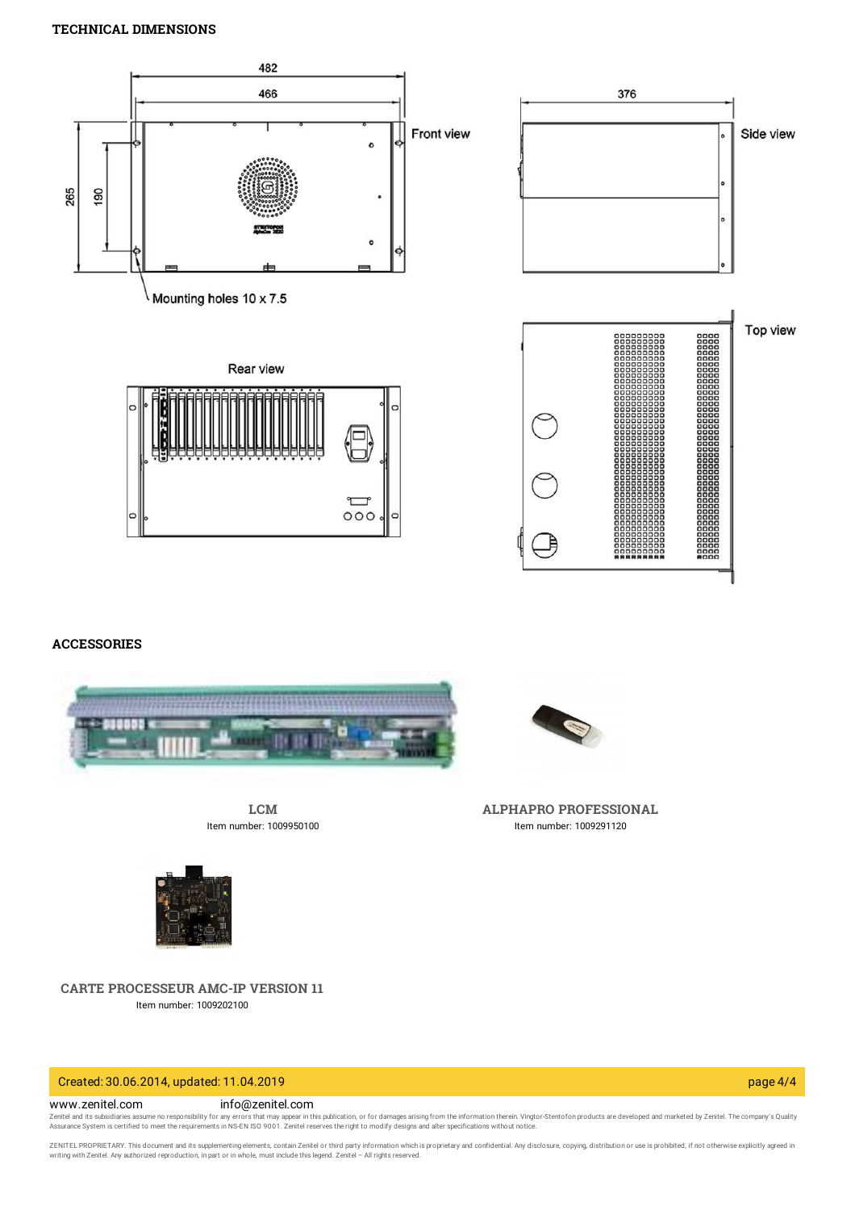## TECHNICAL DIMENSIONS

482

466

Front view

265

190

Mounting holes 10 x 7.5

376

Side view

Top view

Rear view

## ACCESSORIES

**LCM**

Item number: 1009950100

**ALPHAPRO PROFESSIONAL**

Item number: 1009291120

**CARTE PROCESSEUR AMC-IP VERSION 11**

Item number: 1009202100

Created: 30.06.2014, updated: 11.04.2019

www.zenitel.com info@zenitel.com

Zenitel and its subsidiaries assume no responsibility for any errors that may appear in this publication, or for damages arising from the information therein. Vingtor-Stentofon products are developed and marketed by Zenitel. The company's Quality Assurance System is certified to meet the requirements in NS-EN ISO 9001. Zenitel reserves the right to modify designs and alter specifications without notice.

ZENITEL PROPRIETARY. This document and its supplementing elements, contain Zenitel or third party information which is proprietary and confidential. Any disclosure, copying, distribution or use is prohibited, if not otherwise explicitly agreed in writing with Zenitel. Any authorized reproduction, in part or in whole, must include this legend. Zenitel – All rights reserved.